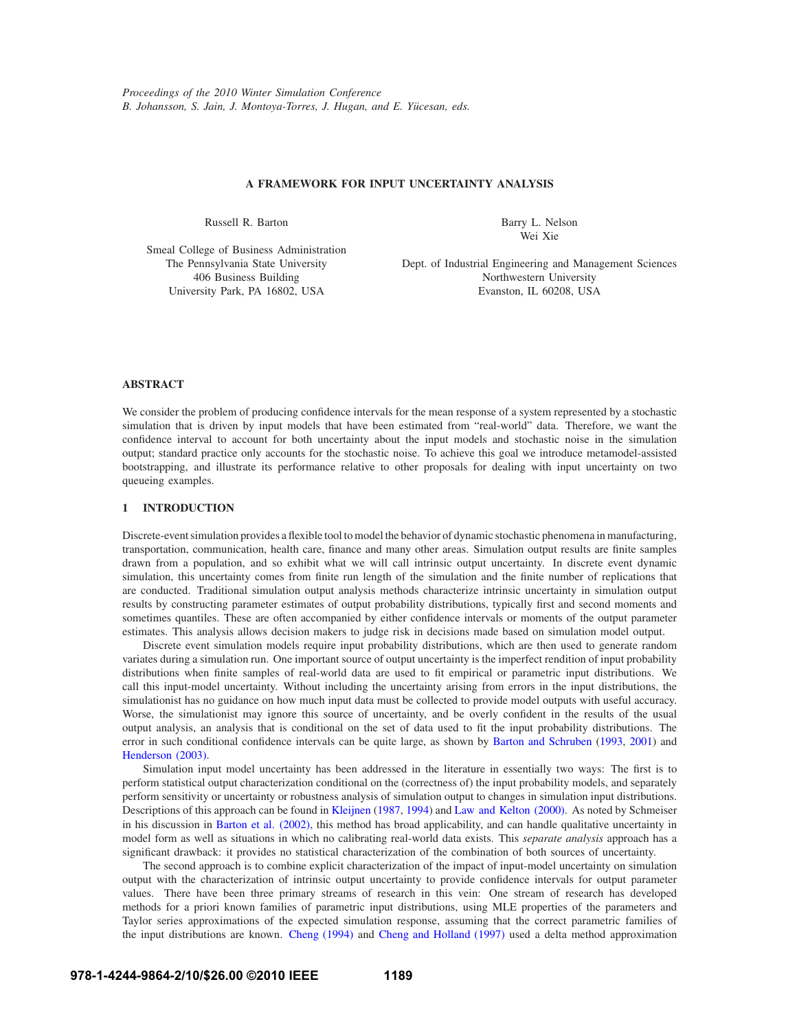Proceedings of the 2010 Winter Simulation Conference
B. Johansson, S. Jain, J. Montoya-Torres, J. Hugan, and E. Yücesan, eds.

# A FRAMEWORK FOR INPUT UNCERTAINTY ANALYSIS

Russell R. Barton

Smeal College of Business Administration
The Pennsylvania State University
406 Business Building
University Park, PA 16802, USA

Barry L. Nelson
Wei Xie

Dept. of Industrial Engineering and Management Sciences
Northwestern University
Evanston, IL 60208, USA

## ABSTRACT

We consider the problem of producing confidence intervals for the mean response of a system represented by a stochastic simulation that is driven by input models that have been estimated from "real-world" data. Therefore, we want the confidence interval to account for both uncertainty about the input models and stochastic noise in the simulation output; standard practice only accounts for the stochastic noise. To achieve this goal we introduce metamodel-assisted bootstrapping, and illustrate its performance relative to other proposals for dealing with input uncertainty on two queueing examples.

## 1 INTRODUCTION

Discrete-event simulation provides a flexible tool to model the behavior of dynamic stochastic phenomena in manufacturing, transportation, communication, health care, finance and many other areas. Simulation output results are finite samples drawn from a population, and so exhibit what we will call intrinsic output uncertainty. In discrete event dynamic simulation, this uncertainty comes from finite run length of the simulation and the finite number of replications that are conducted. Traditional simulation output analysis methods characterize intrinsic uncertainty in simulation output results by constructing parameter estimates of output probability distributions, typically first and second moments and sometimes quantiles. These are often accompanied by either confidence intervals or moments of the output parameter estimates. This analysis allows decision makers to judge risk in decisions made based on simulation model output.

Discrete event simulation models require input probability distributions, which are then used to generate random variates during a simulation run. One important source of output uncertainty is the imperfect rendition of input probability distributions when finite samples of real-world data are used to fit empirical or parametric input distributions. We call this input-model uncertainty. Without including the uncertainty arising from errors in the input distributions, the simulationist has no guidance on how much input data must be collected to provide model outputs with useful accuracy. Worse, the simulationist may ignore this source of uncertainty, and be overly confident in the results of the usual output analysis, an analysis that is conditional on the set of data used to fit the input probability distributions. The error in such conditional confidence intervals can be quite large, as shown by Barton and Schruben (1993, 2001) and Henderson (2003).

Simulation input model uncertainty has been addressed in the literature in essentially two ways: The first is to perform statistical output characterization conditional on the (correctness of) the input probability models, and separately perform sensitivity or uncertainty or robustness analysis of simulation output to changes in simulation input distributions. Descriptions of this approach can be found in Kleijnen (1987, 1994) and Law and Kelton (2000). As noted by Schmeiser in his discussion in Barton et al. (2002), this method has broad applicability, and can handle qualitative uncertainty in model form as well as situations in which no calibrating real-world data exists. This *separate analysis* approach has a significant drawback: it provides no statistical characterization of the combination of both sources of uncertainty.

The second approach is to combine explicit characterization of the impact of input-model uncertainty on simulation output with the characterization of intrinsic output uncertainty to provide confidence intervals for output parameter values. There have been three primary streams of research in this vein: One stream of research has developed methods for a priori known families of parametric input distributions, using MLE properties of the parameters and Taylor series approximations of the expected simulation response, assuming that the correct parametric families of the input distributions are known. Cheng (1994) and Cheng and Holland (1997) used a delta method approximation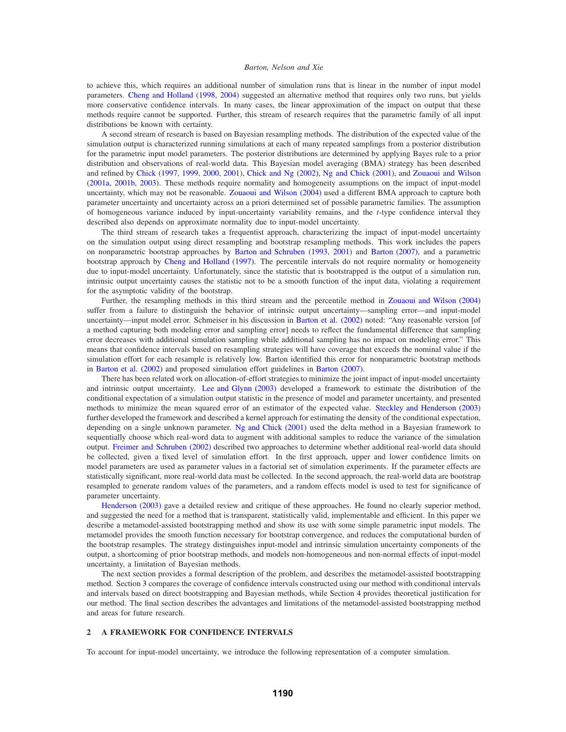to achieve this, which requires an additional number of simulation runs that is linear in the number of input model parameters. Cheng and Holland (1998, 2004) suggested an alternative method that requires only two runs, but yields more conservative confidence intervals. In many cases, the linear approximation of the impact on output that these methods require cannot be supported. Further, this stream of research requires that the parametric family of all input distributions be known with certainty.

A second stream of research is based on Bayesian resampling methods. The distribution of the expected value of the simulation output is characterized running simulations at each of many repeated samplings from a posterior distribution for the parametric input model parameters. The posterior distributions are determined by applying Bayes rule to a prior distribution and observations of real-world data. This Bayesian model averaging (BMA) strategy has been described and refined by Chick (1997, 1999, 2000, 2001), Chick and Ng (2002), Ng and Chick (2001), and Zouaoui and Wilson (2001a, 2001b, 2003). These methods require normality and homogeneity assumptions on the impact of input-model uncertainty, which may not be reasonable. Zouaoui and Wilson (2004) used a different BMA approach to capture both parameter uncertainty and uncertainty across an a priori determined set of possible parametric families. The assumption of homogeneous variance induced by input-uncertainty variability remains, and the *t*-type confidence interval they described also depends on approximate normality due to input-model uncertainty.

The third stream of research takes a frequentist approach, characterizing the impact of input-model uncertainty on the simulation output using direct resampling and bootstrap resampling methods. This work includes the papers on nonparametric bootstrap approaches by Barton and Schruben (1993, 2001) and Barton (2007), and a parametric bootstrap approach by Cheng and Holland (1997). The percentile intervals do not require normality or homogeneity due to input-model uncertainty. Unfortunately, since the statistic that is bootstrapped is the output of a simulation run, intrinsic output uncertainty causes the statistic not to be a smooth function of the input data, violating a requirement for the asymptotic validity of the bootstrap.

Further, the resampling methods in this third stream and the percentile method in Zouaoui and Wilson (2004) suffer from a failure to distinguish the behavior of intrinsic output uncertainty—sampling error—and input-model uncertainty—input model error. Schmeiser in his discussion in Barton et al. (2002) noted: "Any reasonable version [of a method capturing both modeling error and sampling error] needs to reflect the fundamental difference that sampling error decreases with additional simulation sampling while additional sampling has no impact on modeling error." This means that confidence intervals based on resampling strategies will have coverage that exceeds the nominal value if the simulation effort for each resample is relatively low. Barton identified this error for nonparametric bootstrap methods in Barton et al. (2002) and proposed simulation effort guidelines in Barton (2007).

There has been related work on allocation-of-effort strategies to minimize the joint impact of input-model uncertainty and intrinsic output uncertainty. Lee and Glynn (2003) developed a framework to estimate the distribution of the conditional expectation of a simulation output statistic in the presence of model and parameter uncertainty, and presented methods to minimize the mean squared error of an estimator of the expected value. Steckley and Henderson (2003) further developed the framework and described a kernel approach for estimating the density of the conditional expectation, depending on a single unknown parameter. Ng and Chick (2001) used the delta method in a Bayesian framework to sequentially choose which real-word data to augment with additional samples to reduce the variance of the simulation output. Freimer and Schruben (2002) described two approaches to determine whether additional real-world data should be collected, given a fixed level of simulation effort. In the first approach, upper and lower confidence limits on model parameters are used as parameter values in a factorial set of simulation experiments. If the parameter effects are statistically significant, more real-world data must be collected. In the second approach, the real-world data are bootstrap resampled to generate random values of the parameters, and a random effects model is used to test for significance of parameter uncertainty.

Henderson (2003) gave a detailed review and critique of these approaches. He found no clearly superior method, and suggested the need for a method that is transparent, statistically valid, implementable and efficient. In this paper we describe a metamodel-assisted bootstrapping method and show its use with some simple parametric input models. The metamodel provides the smooth function necessary for bootstrap convergence, and reduces the computational burden of the bootstrap resamples. The strategy distinguishes input-model and intrinsic simulation uncertainty components of the output, a shortcoming of prior bootstrap methods, and models non-homogeneous and non-normal effects of input-model uncertainty, a limitation of Bayesian methods.

The next section provides a formal description of the problem, and describes the metamodel-assisted bootstrapping method. Section 3 compares the coverage of confidence intervals constructed using our method with conditional intervals and intervals based on direct bootstrapping and Bayesian methods, while Section 4 provides theoretical justification for our method. The final section describes the advantages and limitations of the metamodel-assisted bootstrapping method and areas for future research.

## 2 A FRAMEWORK FOR CONFIDENCE INTERVALS

To account for input-model uncertainty, we introduce the following representation of a computer simulation.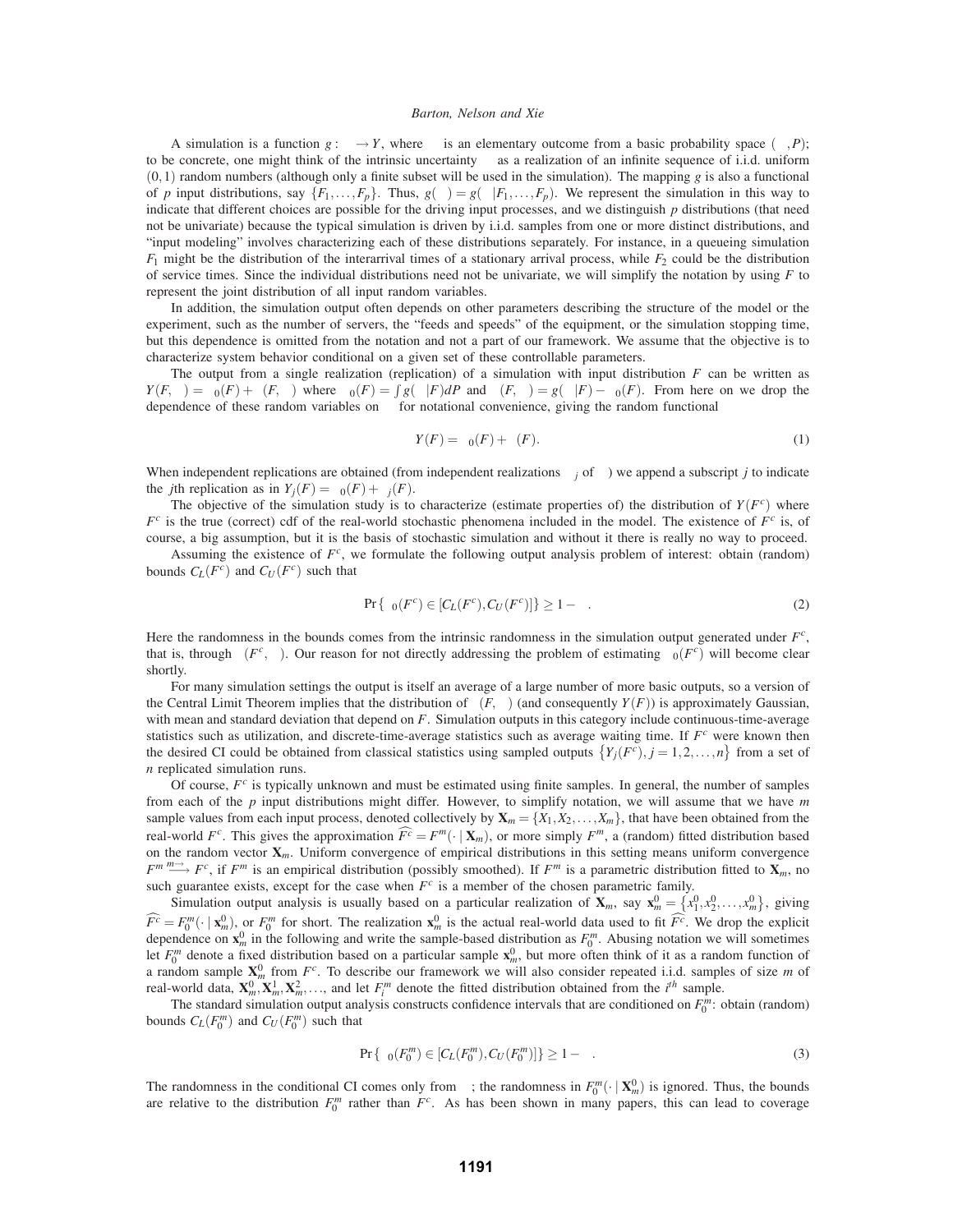A simulation is a function $g : \Omega \rightarrow Y$, where $\omega$ is an elementary outcome from a basic probability space $(\Omega, P)$; to be concrete, one might think of the intrinsic uncertainty $\omega$ as a realization of an infinite sequence of i.i.d. uniform $(0,1)$ random numbers (although only a finite subset will be used in the simulation). The mapping $g$ is also a functional of $p$ input distributions, say $\{F_1, \ldots, F_p\}$. Thus, $g(\omega) = g(\omega \mid F_1, \ldots, F_p)$. We represent the simulation in this way to indicate that different choices are possible for the driving input processes, and we distinguish $p$ distributions (that need not be univariate) because the typical simulation is driven by i.i.d. samples from one or more distinct distributions, and "input modeling" involves characterizing each of these distributions separately. For instance, in a queueing simulation $F_1$ might be the distribution of the interarrival times of a stationary arrival process, while $F_2$ could be the distribution of service times. Since the individual distributions need not be univariate, we will simplify the notation by using $F$ to represent the joint distribution of all input random variables.

In addition, the simulation output often depends on other parameters describing the structure of the model or the experiment, such as the number of servers, the "feeds and speeds" of the equipment, or the simulation stopping time, but this dependence is omitted from the notation and not a part of our framework. We assume that the objective is to characterize system behavior conditional on a given set of these controllable parameters.

The output from a single realization (replication) of a simulation with input distribution $F$ can be written as $Y(F, \omega) = \mu_0(F) + \varepsilon(F, \omega)$ where $\mu_0(F) = \int g(\omega \mid F) dP$ and $\varepsilon(F, \omega) = g(\omega \mid F) - \mu_0(F)$. From here on we drop the dependence of these random variables on $\omega$ for notational convenience, giving the random functional

$$Y(F) = \mu_0(F) + \varepsilon(F). \tag{1}$$

When independent replications are obtained (from independent realizations $\omega_j$ of $\omega$) we append a subscript $j$ to indicate the $j$th replication as in $Y_j(F) = \mu_0(F) + \varepsilon_j(F)$.

The objective of the simulation study is to characterize (estimate properties of) the distribution of $Y(F^c)$ where $F^c$ is the true (correct) cdf of the real-world stochastic phenomena included in the model. The existence of $F^c$ is, of course, a big assumption, but it is the basis of stochastic simulation and without it there is really no way to proceed.

Assuming the existence of $F^c$, we formulate the following output analysis problem of interest: obtain (random) bounds $C_L(F^c)$ and $C_U(F^c)$ such that

$$\Pr\{\mu_0(F^c) \in [C_L(F^c), C_U(F^c)]\} \geq 1 - \alpha. \tag{2}$$

Here the randomness in the bounds comes from the intrinsic randomness in the simulation output generated under $F^c$, that is, through $\varepsilon(F^c, \omega)$. Our reason for not directly addressing the problem of estimating $\mu_0(F^c)$ will become clear shortly.

For many simulation settings the output is itself an average of a large number of more basic outputs, so a version of the Central Limit Theorem implies that the distribution of $\varepsilon(F, \omega)$ (and consequently $Y(F)$) is approximately Gaussian, with mean and standard deviation that depend on $F$. Simulation outputs in this category include continuous-time-average statistics such as utilization, and discrete-time-average statistics such as average waiting time. If $F^c$ were known then the desired CI could be obtained from classical statistics using sampled outputs $\{Y_j(F^c), j = 1, 2, \ldots, n\}$ from a set of $n$ replicated simulation runs.

Of course, $F^c$ is typically unknown and must be estimated using finite samples. In general, the number of samples from each of the $p$ input distributions might differ. However, to simplify notation, we will assume that we have $m$ sample values from each input process, denoted collectively by $\mathbf{X}_m = \{X_1, X_2, \ldots, X_m\}$, that have been obtained from the real-world $F^c$. This gives the approximation $\widehat{F^c} = F^m(\cdot \mid \mathbf{X}_m)$, or more simply $F^m$, a (random) fitted distribution based on the random vector $\mathbf{X}_m$. Uniform convergence of empirical distributions in this setting means uniform convergence $F^m \xrightarrow{m \rightarrow \infty} F^c$, if $F^m$ is an empirical distribution (possibly smoothed). If $F^m$ is a parametric distribution fitted to $\mathbf{X}_m$, no such guarantee exists, except for the case when $F^c$ is a member of the chosen parametric family.

Simulation output analysis is usually based on a particular realization of $\mathbf{X}_m$, say $\mathbf{x}_m^0 = \{x_1^0, x_2^0, \ldots, x_m^0\}$, giving $\widehat{F^c} = F_0^m(\cdot \mid \mathbf{x}_m^0)$, or $F_0^m$ for short. The realization $\mathbf{x}_m^0$ is the actual real-world data used to fit $\widehat{F^c}$. We drop the explicit dependence on $\mathbf{x}_m^0$ in the following and write the sample-based distribution as $F_0^m$. Abusing notation we will sometimes let $F_0^m$ denote a fixed distribution based on a particular sample $\mathbf{x}_m^0$, but more often think of it as a random function of a random sample $\mathbf{X}_m^0$ from $F^c$. To describe our framework we will also consider repeated i.i.d. samples of size $m$ of real-world data, $\mathbf{X}_m^0, \mathbf{X}_m^1, \mathbf{X}_m^2, \ldots$, and let $F_i^m$ denote the fitted distribution obtained from the $i^{th}$ sample.

The standard simulation output analysis constructs confidence intervals that are conditioned on $F_0^m$: obtain (random) bounds $C_L(F_0^m)$ and $C_U(F_0^m)$ such that

$$\Pr\{\mu_0(F_0^m) \in [C_L(F_0^m), C_U(F_0^m)]\} \geq 1 - \alpha. \tag{3}$$

The randomness in the conditional CI comes only from $\omega$; the randomness in $F_0^m(\cdot \mid \mathbf{X}_m^0)$ is ignored. Thus, the bounds are relative to the distribution $F_0^m$ rather than $F^c$. As has been shown in many papers, this can lead to coverage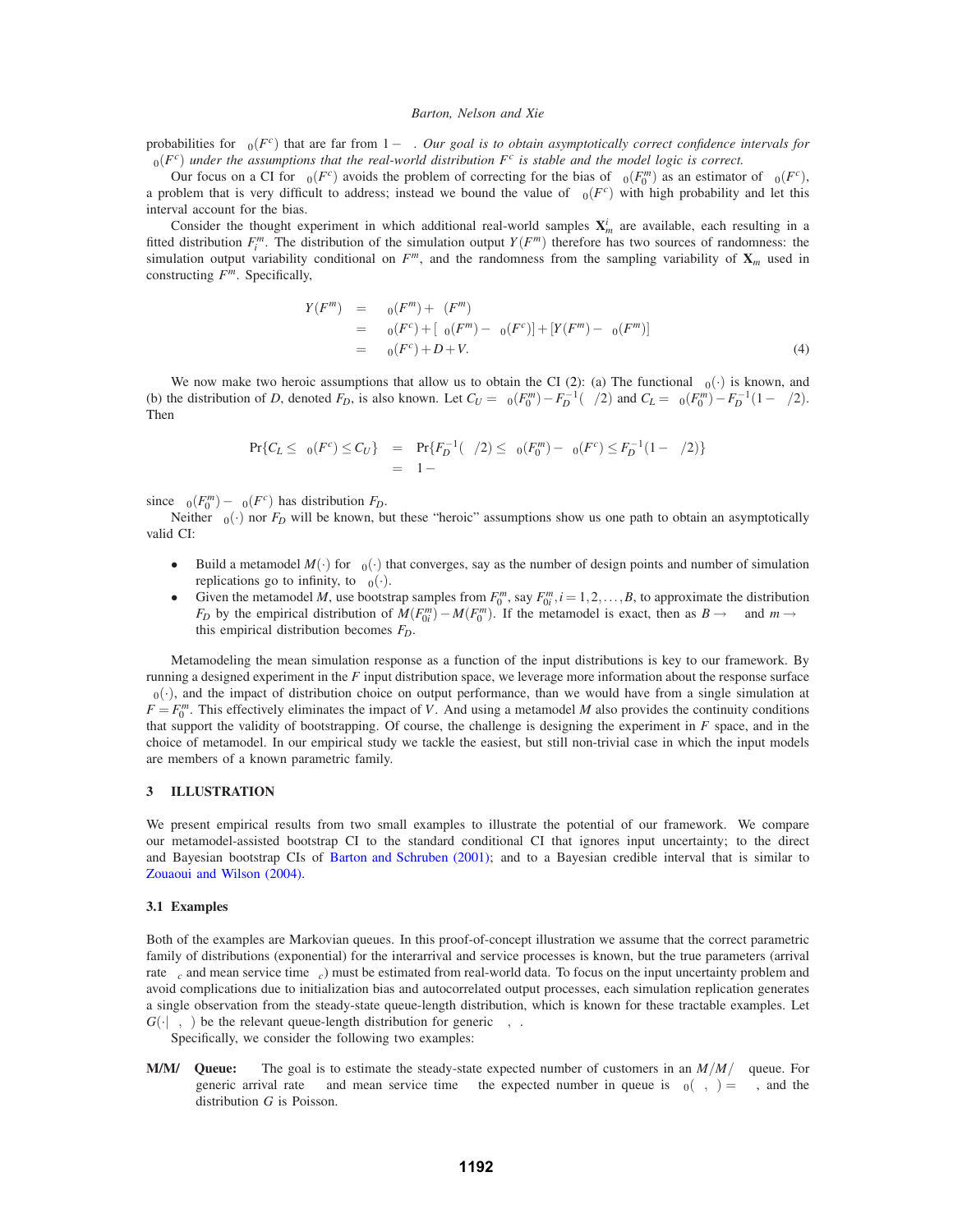probabilities for $\mu_0(F^c)$ that are far from $1-\alpha$. *Our goal is to obtain asymptotically correct confidence intervals for $\mu_0(F^c)$ under the assumptions that the real-world distribution $F^c$ is stable and the model logic is correct.*

Our focus on a CI for $\mu_0(F^c)$ avoids the problem of correcting for the bias of $\mu_0(F_0^m)$ as an estimator of $\mu_0(F^c)$, a problem that is very difficult to address; instead we bound the value of $\mu_0(F^c)$ with high probability and let this interval account for the bias.

Consider the thought experiment in which additional real-world samples $\mathbf{X}_m^i$ are available, each resulting in a fitted distribution $F_i^m$. The distribution of the simulation output $Y(F^m)$ therefore has two sources of randomness: the simulation output variability conditional on $F^m$, and the randomness from the sampling variability of $\mathbf{X}_m$ used in constructing $F^m$. Specifically,

$$
\begin{aligned}
Y(F^m) &= \mu_0(F^m) + \varepsilon(F^m) \\
&= \mu_0(F^c) + [\mu_0(F^m) - \mu_0(F^c)] + [Y(F^m) - \mu_0(F^m)] \\
&= \mu_0(F^c) + D + V. \qquad (4)
\end{aligned}
$$

We now make two heroic assumptions that allow us to obtain the CI (2): (a) The functional $\mu_0(\cdot)$ is known, and (b) the distribution of $D$, denoted $F_D$, is also known. Let $C_U = \mu_0(F_0^m) - F_D^{-1}(\alpha/2)$ and $C_L = \mu_0(F_0^m) - F_D^{-1}(1-\alpha/2)$. Then

$$
\begin{aligned}
\Pr\{C_L \le \mu_0(F^c) \le C_U\} &= \Pr\{F_D^{-1}(\alpha/2) \le \mu_0(F_0^m) - \mu_0(F^c) \le F_D^{-1}(1-\alpha/2)\} \\
&= 1-\alpha
\end{aligned}
$$

since $\mu_0(F_0^m) - \mu_0(F^c)$ has distribution $F_D$.

Neither $\mu_0(\cdot)$ nor $F_D$ will be known, but these "heroic" assumptions show us one path to obtain an asymptotically valid CI:

- Build a metamodel $M(\cdot)$ for $\mu_0(\cdot)$ that converges, say as the number of design points and number of simulation replications go to infinity, to $\mu_0(\cdot)$.
- Given the metamodel $M$, use bootstrap samples from $F_0^m$, say $F_{0i}^m, i = 1, 2, \ldots, B$, to approximate the distribution $F_D$ by the empirical distribution of $M(F_{0i}^m) - M(F_0^m)$. If the metamodel is exact, then as $B \to \infty$ and $m \to \infty$ this empirical distribution becomes $F_D$.

Metamodeling the mean simulation response as a function of the input distributions is key to our framework. By running a designed experiment in the $F$ input distribution space, we leverage more information about the response surface $\mu_0(\cdot)$, and the impact of distribution choice on output performance, than we would have from a single simulation at $F = F_0^m$. This effectively eliminates the impact of $V$. And using a metamodel $M$ also provides the continuity conditions that support the validity of bootstrapping. Of course, the challenge is designing the experiment in $F$ space, and in the choice of metamodel. In our empirical study we tackle the easiest, but still non-trivial case in which the input models are members of a known parametric family.

## 3 ILLUSTRATION

We present empirical results from two small examples to illustrate the potential of our framework. We compare our metamodel-assisted bootstrap CI to the standard conditional CI that ignores input uncertainty; to the direct and Bayesian bootstrap CIs of Barton and Schruben (2001); and to a Bayesian credible interval that is similar to Zouaoui and Wilson (2004).

### 3.1 Examples

Both of the examples are Markovian queues. In this proof-of-concept illustration we assume that the correct parametric family of distributions (exponential) for the interarrival and service processes is known, but the true parameters (arrival rate $\lambda_c$ and mean service time $\tau_c$) must be estimated from real-world data. To focus on the input uncertainty problem and avoid complications due to initialization bias and autocorrelated output processes, each simulation replication generates a single observation from the steady-state queue-length distribution, which is known for these tractable examples. Let $G(\cdot|\lambda,\tau)$ be the relevant queue-length distribution for generic $\lambda, \tau$.

Specifically, we consider the following two examples:

**$M/M/\infty$ Queue:** The goal is to estimate the steady-state expected number of customers in an $M/M/\infty$ queue. For generic arrival rate $\lambda$ and mean service time $\tau$ the expected number in queue is $\mu_0(\lambda,\tau) = \lambda\tau$, and the distribution $G$ is Poisson.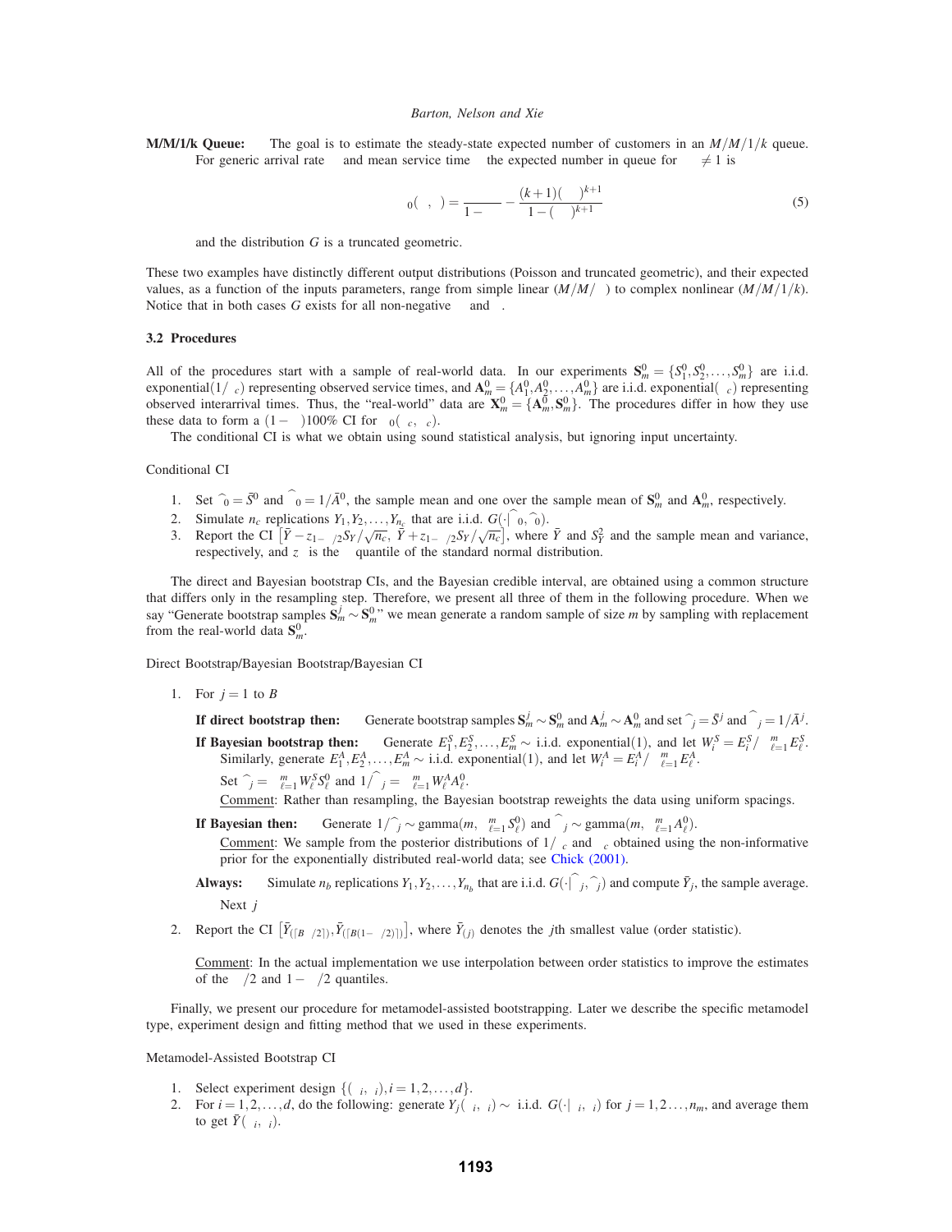**M/M/1/k Queue:** The goal is to estimate the steady-state expected number of customers in an $M/M/1/k$ queue. For generic arrival rate $\lambda$ and mean service time $\tau$ the expected number in queue for $\lambda\tau \neq 1$ is

$$\eta_0(\tau,\lambda) = \frac{\lambda\tau}{1-\lambda\tau} - \frac{(k+1)(\lambda\tau)^{k+1}}{1-(\lambda\tau)^{k+1}} \tag{5}$$

and the distribution $G$ is a truncated geometric.

These two examples have distinctly different output distributions (Poisson and truncated geometric), and their expected values, as a function of the inputs parameters, range from simple linear ($M/M/\infty$) to complex nonlinear ($M/M/1/k$). Notice that in both cases $G$ exists for all non-negative $\tau$ and $\lambda$.

### 3.2 Procedures

All of the procedures start with a sample of real-world data. In our experiments $\mathbf{S}_m^0 = \{S_1^0, S_2^0, \ldots, S_m^0\}$ are i.i.d. exponential$(1/\tau_c)$ representing observed service times, and $\mathbf{A}_m^0 = \{A_1^0, A_2^0, \ldots, A_m^0\}$ are i.i.d. exponential$(\lambda_c)$ representing observed interarrival times. Thus, the "real-world" data are $\mathbf{X}_m^0 = \{\mathbf{A}_m^0, \mathbf{S}_m^0\}$. The procedures differ in how they use these data to form a $(1-\alpha)100\%$ CI for $\eta_0(\tau_c,\lambda_c)$.

The conditional CI is what we obtain using sound statistical analysis, but ignoring input uncertainty.

Conditional CI

1. Set $\widehat{\tau}_0 = \bar{S}^0$ and $\widehat{\lambda}_0 = 1/\bar{A}^0$, the sample mean and one over the sample mean of $\mathbf{S}_m^0$ and $\mathbf{A}_m^0$, respectively.
2. Simulate $n_c$ replications $Y_1, Y_2, \ldots, Y_{n_c}$ that are i.i.d. $G(\cdot|\widehat{\tau}_0, \widehat{\lambda}_0)$.
3. Report the CI $\left[\bar{Y} - z_{1-\alpha/2}S_Y/\sqrt{n_c},\ \bar{Y} + z_{1-\alpha/2}S_Y/\sqrt{n_c}\right]$, where $\bar{Y}$ and $S_Y^2$ and the sample mean and variance, respectively, and $z_\gamma$ is the $\gamma$ quantile of the standard normal distribution.

The direct and Bayesian bootstrap CIs, and the Bayesian credible interval, are obtained using a common structure that differs only in the resampling step. Therefore, we present all three of them in the following procedure. When we say "Generate bootstrap samples $\mathbf{S}_m^j \sim \mathbf{S}_m^0$" we mean generate a random sample of size $m$ by sampling with replacement from the real-world data $\mathbf{S}_m^0$.

Direct Bootstrap/Bayesian Bootstrap/Bayesian CI

1. For $j = 1$ to $B$

   **If direct bootstrap then:** Generate bootstrap samples $\mathbf{S}_m^j \sim \mathbf{S}_m^0$ and $\mathbf{A}_m^j \sim \mathbf{A}_m^0$ and set $\widehat{\tau}_j = \bar{S}^j$ and $\widehat{\lambda}_j = 1/\bar{A}^j$.

   **If Bayesian bootstrap then:** Generate $E_1^S, E_2^S, \ldots, E_m^S \sim$ i.i.d. exponential(1), and let $W_i^S = E_i^S / \sum_{\ell=1}^m E_\ell^S$. Similarly, generate $E_1^A, E_2^A, \ldots, E_m^A \sim$ i.i.d. exponential(1), and let $W_i^A = E_i^A / \sum_{\ell=1}^m E_\ell^A$.

   Set $\widehat{\tau}_j = \sum_{\ell=1}^m W_\ell^S S_\ell^0$ and $1/\widehat{\lambda}_j = \sum_{\ell=1}^m W_\ell^A A_\ell^0$.

   Comment: Rather than resampling, the Bayesian bootstrap reweights the data using uniform spacings.

   **If Bayesian then:** Generate $1/\widehat{\tau}_j \sim \text{gamma}(m, \sum_{\ell=1}^m S_\ell^0)$ and $\widehat{\lambda}_j \sim \text{gamma}(m, \sum_{\ell=1}^m A_\ell^0)$.

   Comment: We sample from the posterior distributions of $1/\tau_c$ and $\lambda_c$ obtained using the non-informative prior for the exponentially distributed real-world data; see Chick (2001).

   **Always:** Simulate $n_b$ replications $Y_1, Y_2, \ldots, Y_{n_b}$ that are i.i.d. $G(\cdot|\widehat{\tau}_j, \widehat{\lambda}_j)$ and compute $\bar{Y}_j$, the sample average.

   Next $j$

2. Report the CI $\left[\bar{Y}_{(\lceil B\alpha/2 \rceil)}, \bar{Y}_{(\lceil B(1-\alpha/2)\rceil)}\right]$, where $\bar{Y}_{(j)}$ denotes the $j$th smallest value (order statistic).

   Comment: In the actual implementation we use interpolation between order statistics to improve the estimates of the $\alpha/2$ and $1-\alpha/2$ quantiles.

Finally, we present our procedure for metamodel-assisted bootstrapping. Later we describe the specific metamodel type, experiment design and fitting method that we used in these experiments.

Metamodel-Assisted Bootstrap CI

1. Select experiment design $\{(\tau_i, \lambda_i), i = 1, 2, \ldots, d\}$.
2. For $i = 1, 2, \ldots, d$, do the following: generate $Y_j(\tau_i, \lambda_i) \sim$ i.i.d. $G(\cdot|\tau_i, \lambda_i)$ for $j = 1, 2 \ldots, n_m$, and average them to get $\bar{Y}(\tau_i, \lambda_i)$.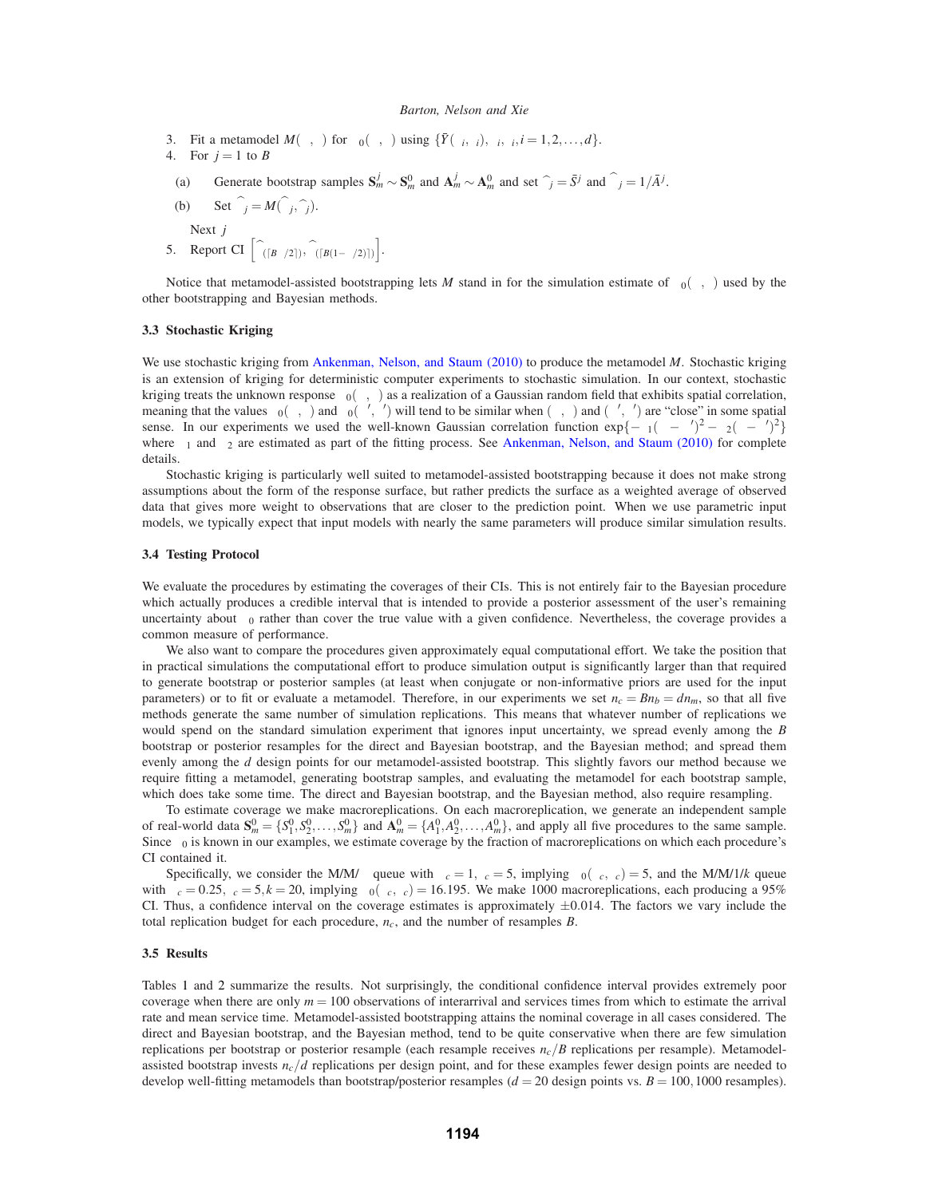3. Fit a metamodel $M(\lambda,\tau)$ for $\mu_0(\lambda,\tau)$ using $\{\bar{Y}(\lambda_i,\tau_i),\lambda_i,\tau_i, i=1,2,\ldots,d\}$.
4. For $j=1$ to $B$
   - (a) Generate bootstrap samples $\mathbf{S}_m^j \sim \mathbf{S}_m^0$ and $\mathbf{A}_m^j \sim \mathbf{A}_m^0$ and set $\widehat{\tau}_j = \bar{S}^j$ and $\widehat{\lambda}_j = 1/\bar{A}^j$.
   - (b) Set $\widehat{\mu}_j = M(\widehat{\lambda}_j,\widehat{\tau}_j)$.

   Next $j$
5. Report CI $\left[\widehat{\mu}_{(\lceil B\alpha/2\rceil)}, \widehat{\mu}_{(\lceil B(1-\alpha/2)\rceil)}\right]$.

Notice that metamodel-assisted bootstrapping lets $M$ stand in for the simulation estimate of $\mu_0(\lambda,\tau)$ used by the other bootstrapping and Bayesian methods.

### 3.3 Stochastic Kriging

We use stochastic kriging from Ankenman, Nelson, and Staum (2010) to produce the metamodel $M$. Stochastic kriging is an extension of kriging for deterministic computer experiments to stochastic simulation. In our context, stochastic kriging treats the unknown response $\mu_0(\lambda,\tau)$ as a realization of a Gaussian random field that exhibits spatial correlation, meaning that the values $\mu_0(\lambda,\tau)$ and $\mu_0(\lambda',\tau')$ will tend to be similar when $(\lambda,\tau)$ and $(\lambda',\tau')$ are "close" in some spatial sense. In our experiments we used the well-known Gaussian correlation function $\exp\{-\theta_1(\lambda-\lambda')^2-\theta_2(\tau-\tau')^2\}$ where $\theta_1$ and $\theta_2$ are estimated as part of the fitting process. See Ankenman, Nelson, and Staum (2010) for complete details.

Stochastic kriging is particularly well suited to metamodel-assisted bootstrapping because it does not make strong assumptions about the form of the response surface, but rather predicts the surface as a weighted average of observed data that gives more weight to observations that are closer to the prediction point. When we use parametric input models, we typically expect that input models with nearly the same parameters will produce similar simulation results.

### 3.4 Testing Protocol

We evaluate the procedures by estimating the coverages of their CIs. This is not entirely fair to the Bayesian procedure which actually produces a credible interval that is intended to provide a posterior assessment of the user's remaining uncertainty about $\mu_0$ rather than cover the true value with a given confidence. Nevertheless, the coverage provides a common measure of performance.

We also want to compare the procedures given approximately equal computational effort. We take the position that in practical simulations the computational effort to produce simulation output is significantly larger than that required to generate bootstrap or posterior samples (at least when conjugate or non-informative priors are used for the input parameters) or to fit or evaluate a metamodel. Therefore, in our experiments we set $n_c = Bn_b = dn_m$, so that all five methods generate the same number of simulation replications. This means that whatever number of replications we would spend on the standard simulation experiment that ignores input uncertainty, we spread evenly among the $B$ bootstrap or posterior resamples for the direct and Bayesian bootstrap, and the Bayesian method; and spread them evenly among the $d$ design points for our metamodel-assisted bootstrap. This slightly favors our method because we require fitting a metamodel, generating bootstrap samples, and evaluating the metamodel for each bootstrap sample, which does take some time. The direct and Bayesian bootstrap, and the Bayesian method, also require resampling.

To estimate coverage we make macroreplications. On each macroreplication, we generate an independent sample of real-world data $\mathbf{S}_m^0 = \{S_1^0, S_2^0, \ldots, S_m^0\}$ and $\mathbf{A}_m^0 = \{A_1^0, A_2^0, \ldots, A_m^0\}$, and apply all five procedures to the same sample. Since $\mu_0$ is known in our examples, we estimate coverage by the fraction of macroreplications on which each procedure's CI contained it.

Specifically, we consider the M/M/$\infty$ queue with $\lambda_c = 1$, $\tau_c = 5$, implying $\mu_0(\lambda_c,\tau_c) = 5$, and the M/M/1/$k$ queue with $\lambda_c = 0.25$, $\tau_c = 5, k = 20$, implying $\mu_0(\lambda_c,\tau_c) = 16.195$. We make 1000 macroreplications, each producing a 95% CI. Thus, a confidence interval on the coverage estimates is approximately $\pm 0.014$. The factors we vary include the total replication budget for each procedure, $n_c$, and the number of resamples $B$.

### 3.5 Results

Tables 1 and 2 summarize the results. Not surprisingly, the conditional confidence interval provides extremely poor coverage when there are only $m = 100$ observations of interarrival and services times from which to estimate the arrival rate and mean service time. Metamodel-assisted bootstrapping attains the nominal coverage in all cases considered. The direct and Bayesian bootstrap, and the Bayesian method, tend to be quite conservative when there are few simulation replications per bootstrap or posterior resample (each resample receives $n_c/B$ replications per resample). Metamodel-assisted bootstrap invests $n_c/d$ replications per design point, and for these examples fewer design points are needed to develop well-fitting metamodels than bootstrap/posterior resamples ($d = 20$ design points vs. $B = 100, 1000$ resamples).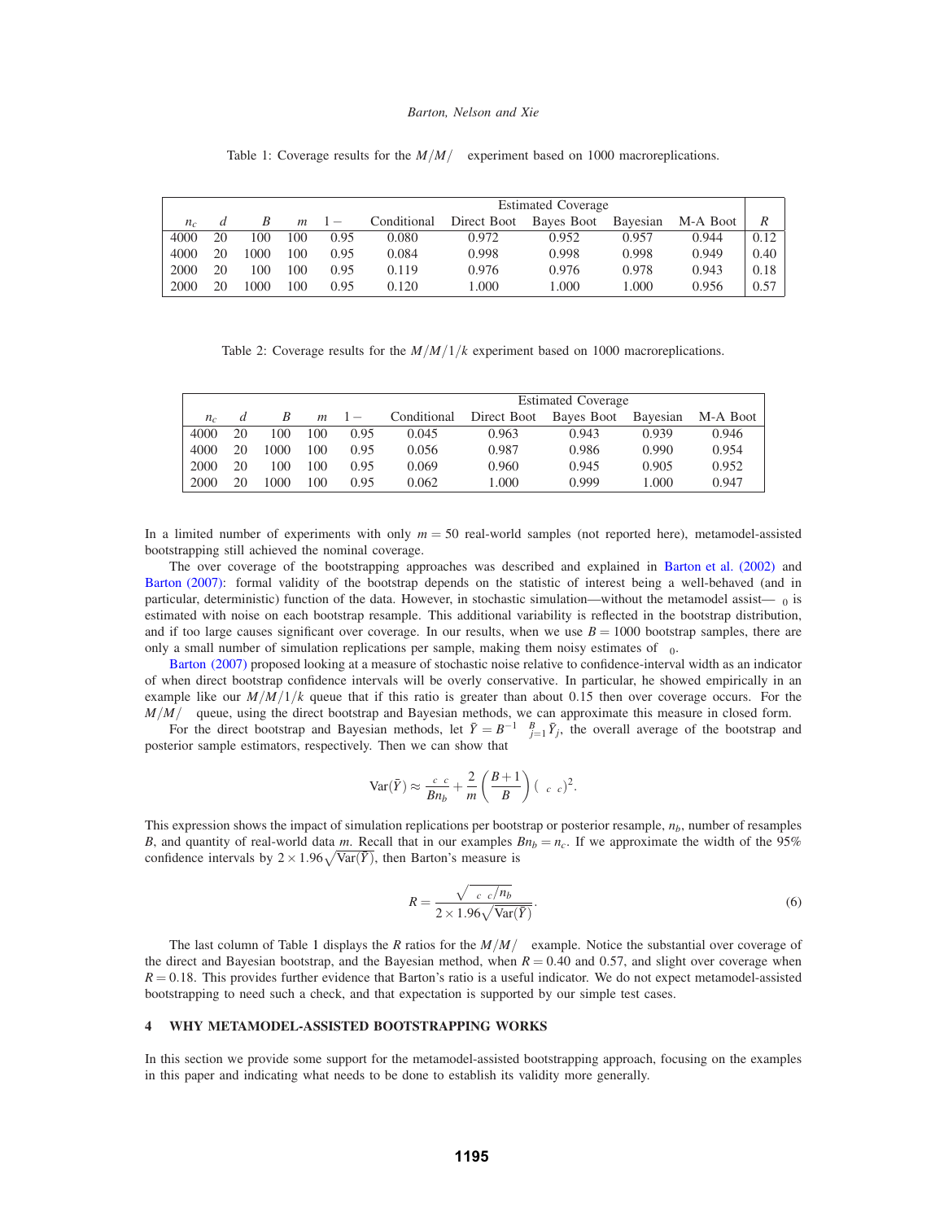Table 1: Coverage results for the $M/M/\infty$ experiment based on 1000 macroreplications.

| $n_c$ | $d$ | $B$ | $m$ | $1-\alpha$ | Estimated Coverage | | | | | $R$ |
|---|---|---|---|---|---|---|---|---|---|---|
| | | | | | Conditional | Direct Boot | Bayes Boot | Bayesian | M-A Boot | |
| 4000 | 20 | 100 | 100 | 0.95 | 0.080 | 0.972 | 0.952 | 0.957 | 0.944 | 0.12 |
| 4000 | 20 | 1000 | 100 | 0.95 | 0.084 | 0.998 | 0.998 | 0.998 | 0.949 | 0.40 |
| 2000 | 20 | 100 | 100 | 0.95 | 0.119 | 0.976 | 0.976 | 0.978 | 0.943 | 0.18 |
| 2000 | 20 | 1000 | 100 | 0.95 | 0.120 | 1.000 | 1.000 | 1.000 | 0.956 | 0.57 |

Table 2: Coverage results for the $M/M/1/k$ experiment based on 1000 macroreplications.

| $n_c$ | $d$ | $B$ | $m$ | $1-\alpha$ | Estimated Coverage | | | | |
|---|---|---|---|---|---|---|---|---|---|
| | | | | | Conditional | Direct Boot | Bayes Boot | Bayesian | M-A Boot |
| 4000 | 20 | 100 | 100 | 0.95 | 0.045 | 0.963 | 0.943 | 0.939 | 0.946 |
| 4000 | 20 | 1000 | 100 | 0.95 | 0.056 | 0.987 | 0.986 | 0.990 | 0.954 |
| 2000 | 20 | 100 | 100 | 0.95 | 0.069 | 0.960 | 0.945 | 0.905 | 0.952 |
| 2000 | 20 | 1000 | 100 | 0.95 | 0.062 | 1.000 | 0.999 | 1.000 | 0.947 |

In a limited number of experiments with only $m = 50$ real-world samples (not reported here), metamodel-assisted bootstrapping still achieved the nominal coverage.

The over coverage of the bootstrapping approaches was described and explained in Barton et al. (2002) and Barton (2007): formal validity of the bootstrap depends on the statistic of interest being a well-behaved (and in particular, deterministic) function of the data. However, in stochastic simulation—without the metamodel assist—$\theta_0$ is estimated with noise on each bootstrap resample. This additional variability is reflected in the bootstrap distribution, and if too large causes significant over coverage. In our results, when we use $B = 1000$ bootstrap samples, there are only a small number of simulation replications per sample, making them noisy estimates of $\theta_0$.

Barton (2007) proposed looking at a measure of stochastic noise relative to confidence-interval width as an indicator of when direct bootstrap confidence intervals will be overly conservative. In particular, he showed empirically in an example like our $M/M/1/k$ queue that if this ratio is greater than about 0.15 then over coverage occurs. For the $M/M/\infty$ queue, using the direct bootstrap and Bayesian methods, we can approximate this measure in closed form.

For the direct bootstrap and Bayesian methods, let $\bar{Y} = B^{-1}\sum_{j=1}^{B}\bar{Y}_j$, the overall average of the bootstrap and posterior sample estimators, respectively. Then we can show that

$$\mathrm{Var}(\bar{Y}) \approx \frac{\lambda_c \mu_c}{Bn_b} + \frac{2}{m}\left(\frac{B+1}{B}\right)(\lambda_c \mu_c)^2.$$

This expression shows the impact of simulation replications per bootstrap or posterior resample, $n_b$, number of resamples $B$, and quantity of real-world data $m$. Recall that in our examples $Bn_b = n_c$. If we approximate the width of the 95% confidence intervals by $2 \times 1.96\sqrt{\mathrm{Var}(\bar{Y})}$, then Barton's measure is

$$R = \frac{\sqrt{\lambda_c \mu_c / n_b}}{2 \times 1.96\sqrt{\mathrm{Var}(\bar{Y})}}. \tag{6}$$

The last column of Table 1 displays the $R$ ratios for the $M/M/\infty$ example. Notice the substantial over coverage of the direct and Bayesian bootstrap, and the Bayesian method, when $R = 0.40$ and 0.57, and slight over coverage when $R = 0.18$. This provides further evidence that Barton's ratio is a useful indicator. We do not expect metamodel-assisted bootstrapping to need such a check, and that expectation is supported by our simple test cases.

## 4 WHY METAMODEL-ASSISTED BOOTSTRAPPING WORKS

In this section we provide some support for the metamodel-assisted bootstrapping approach, focusing on the examples in this paper and indicating what needs to be done to establish its validity more generally.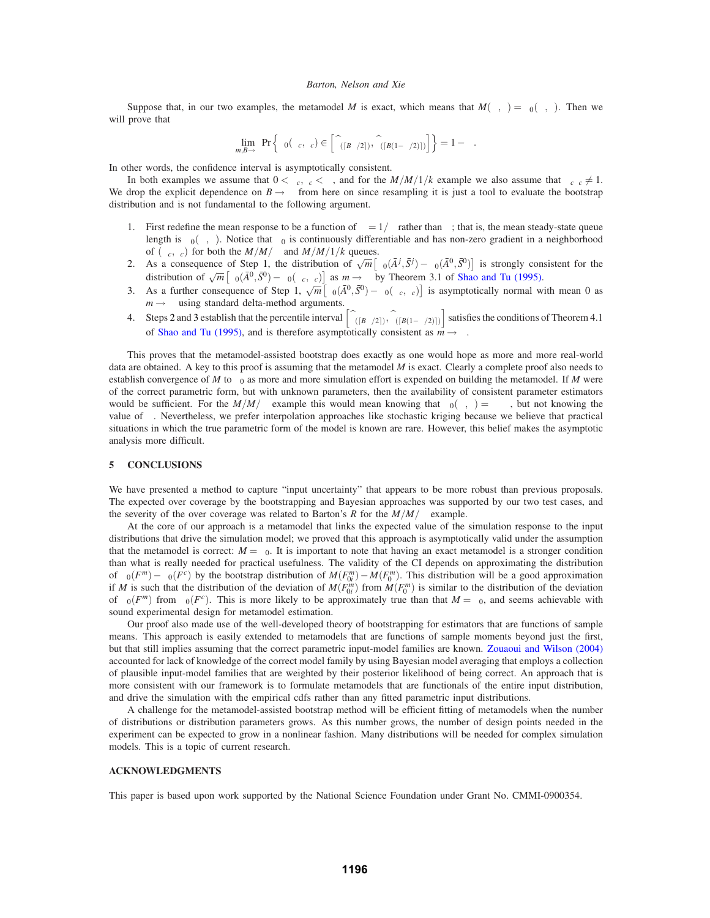Suppose that, in our two examples, the metamodel $M$ is exact, which means that $M(\cdot,\cdot) = \mu_0(\cdot,\cdot)$. Then we will prove that

$$\lim_{m,B\to\infty} \Pr\left\{\mu_0(\lambda_c,\tau_c) \in \left[\widehat{\mu}_{(\lceil B\alpha/2\rceil)}, \widehat{\mu}_{(\lceil B(1-\alpha/2)\rceil)}\right]\right\} = 1-\alpha.$$

In other words, the confidence interval is asymptotically consistent.

In both examples we assume that $0 < \lambda_c, \tau_c < \infty$, and for the $M/M/1/k$ example we also assume that $\lambda_c\tau_c \neq 1$. We drop the explicit dependence on $B \to \infty$ from here on since resampling it is just a tool to evaluate the bootstrap distribution and is not fundamental to the following argument.

1. First redefine the mean response to be a function of $\lambda = 1/\alpha$ rather than $\lambda$; that is, the mean steady-state queue length is $\mu_0(\alpha,\tau)$. Notice that $\mu_0$ is continuously differentiable and has non-zero gradient in a neighborhood of $(\alpha_c, \tau_c)$ for both the $M/M/\infty$ and $M/M/1/k$ queues.
2. As a consequence of Step 1, the distribution of $\sqrt{m}\left[\mu_0(\bar{A}^j,\bar{S}^j) - \mu_0(\bar{A}^0,\bar{S}^0)\right]$ is strongly consistent for the distribution of $\sqrt{m}\left[\mu_0(\bar{A}^0,\bar{S}^0) - \mu_0(\alpha_c,\tau_c)\right]$ as $m \to \infty$ by Theorem 3.1 of Shao and Tu (1995).
3. As a further consequence of Step 1, $\sqrt{m}\left[\mu_0(\bar{A}^0,\bar{S}^0) - \mu_0(\alpha_c,\tau_c)\right]$ is asymptotically normal with mean 0 as $m \to \infty$ using standard delta-method arguments.
4. Steps 2 and 3 establish that the percentile interval $\left[\widehat{\mu}_{(\lceil B\alpha/2\rceil)}, \widehat{\mu}_{(\lceil B(1-\alpha/2)\rceil)}\right]$ satisfies the conditions of Theorem 4.1 of Shao and Tu (1995), and is therefore asymptotically consistent as $m \to \infty$.

This proves that the metamodel-assisted bootstrap does exactly as one would hope as more and more real-world data are obtained. A key to this proof is assuming that the metamodel $M$ is exact. Clearly a complete proof also needs to establish convergence of $M$ to $\mu_0$ as more and more simulation effort is expended on building the metamodel. If $M$ were of the correct parametric form, but with unknown parameters, then the availability of consistent parameter estimators would be sufficient. For the $M/M/\infty$ example this would mean knowing that $\mu_0(\lambda,\tau) = \beta\lambda\tau$, but not knowing the value of $\beta$. Nevertheless, we prefer interpolation approaches like stochastic kriging because we believe that practical situations in which the true parametric form of the model is known are rare. However, this belief makes the asymptotic analysis more difficult.

## 5 CONCLUSIONS

We have presented a method to capture "input uncertainty" that appears to be more robust than previous proposals. The expected over coverage by the bootstrapping and Bayesian approaches was supported by our two test cases, and the severity of the over coverage was related to Barton's $R$ for the $M/M/\infty$ example.

At the core of our approach is a metamodel that links the expected value of the simulation response to the input distributions that drive the simulation model; we proved that this approach is asymptotically valid under the assumption that the metamodel is correct: $M = \mu_0$. It is important to note that having an exact metamodel is a stronger condition than what is really needed for practical usefulness. The validity of the CI depends on approximating the distribution of $\mu_0(F^m) - \mu_0(F^c)$ by the bootstrap distribution of $M(F^m_{0i}) - M(F^m_0)$. This distribution will be a good approximation if $M$ is such that the distribution of the deviation of $M(F^m_{0i})$ from $M(F^m_0)$ is similar to the distribution of the deviation of $\mu_0(F^m)$ from $\mu_0(F^c)$. This is more likely to be approximately true than that $M = \mu_0$, and seems achievable with sound experimental design for metamodel estimation.

Our proof also made use of the well-developed theory of bootstrapping for estimators that are functions of sample means. This approach is easily extended to metamodels that are functions of sample moments beyond just the first, but that still implies assuming that the correct parametric input-model families are known. Zouaoui and Wilson (2004) accounted for lack of knowledge of the correct model family by using Bayesian model averaging that employs a collection of plausible input-model families that are weighted by their posterior likelihood of being correct. An approach that is more consistent with our framework is to formulate metamodels that are functionals of the entire input distribution, and drive the simulation with the empirical cdfs rather than any fitted parametric input distributions.

A challenge for the metamodel-assisted bootstrap method will be efficient fitting of metamodels when the number of distributions or distribution parameters grows. As this number grows, the number of design points needed in the experiment can be expected to grow in a nonlinear fashion. Many distributions will be needed for complex simulation models. This is a topic of current research.

## ACKNOWLEDGMENTS

This paper is based upon work supported by the National Science Foundation under Grant No. CMMI-0900354.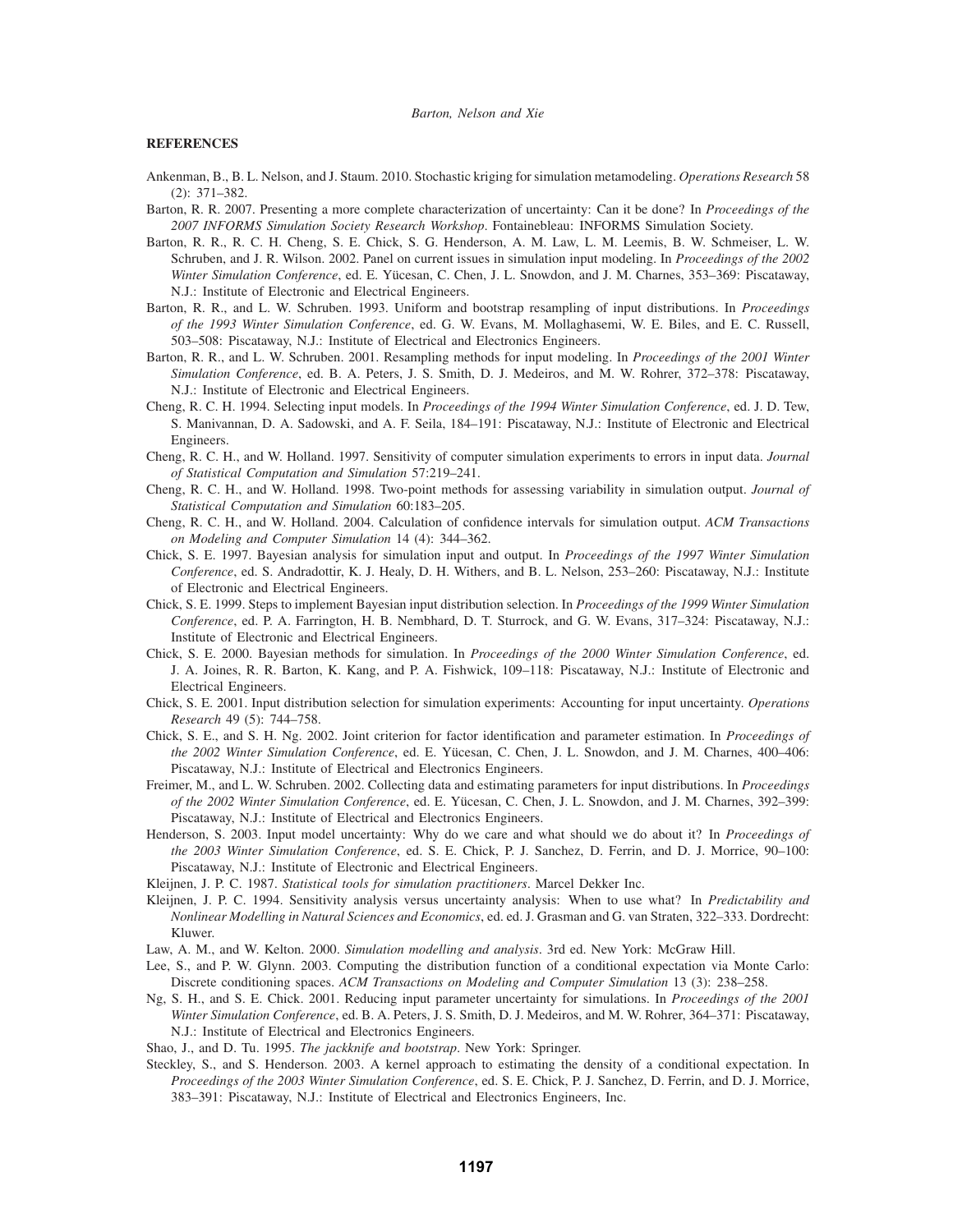**REFERENCES**

Ankenman, B., B. L. Nelson, and J. Staum. 2010. Stochastic kriging for simulation metamodeling. *Operations Research* 58 (2): 371–382.

Barton, R. R. 2007. Presenting a more complete characterization of uncertainty: Can it be done? In *Proceedings of the 2007 INFORMS Simulation Society Research Workshop*. Fontainebleau: INFORMS Simulation Society.

Barton, R. R., R. C. H. Cheng, S. E. Chick, S. G. Henderson, A. M. Law, L. M. Leemis, B. W. Schmeiser, L. W. Schruben, and J. R. Wilson. 2002. Panel on current issues in simulation input modeling. In *Proceedings of the 2002 Winter Simulation Conference*, ed. E. Yücesan, C. Chen, J. L. Snowdon, and J. M. Charnes, 353–369: Piscataway, N.J.: Institute of Electronic and Electrical Engineers.

Barton, R. R., and L. W. Schruben. 1993. Uniform and bootstrap resampling of input distributions. In *Proceedings of the 1993 Winter Simulation Conference*, ed. G. W. Evans, M. Mollaghasemi, W. E. Biles, and E. C. Russell, 503–508: Piscataway, N.J.: Institute of Electrical and Electronics Engineers.

Barton, R. R., and L. W. Schruben. 2001. Resampling methods for input modeling. In *Proceedings of the 2001 Winter Simulation Conference*, ed. B. A. Peters, J. S. Smith, D. J. Medeiros, and M. W. Rohrer, 372–378: Piscataway, N.J.: Institute of Electronic and Electrical Engineers.

Cheng, R. C. H. 1994. Selecting input models. In *Proceedings of the 1994 Winter Simulation Conference*, ed. J. D. Tew, S. Manivannan, D. A. Sadowski, and A. F. Seila, 184–191: Piscataway, N.J.: Institute of Electronic and Electrical Engineers.

Cheng, R. C. H., and W. Holland. 1997. Sensitivity of computer simulation experiments to errors in input data. *Journal of Statistical Computation and Simulation* 57:219–241.

Cheng, R. C. H., and W. Holland. 1998. Two-point methods for assessing variability in simulation output. *Journal of Statistical Computation and Simulation* 60:183–205.

Cheng, R. C. H., and W. Holland. 2004. Calculation of confidence intervals for simulation output. *ACM Transactions on Modeling and Computer Simulation* 14 (4): 344–362.

Chick, S. E. 1997. Bayesian analysis for simulation input and output. In *Proceedings of the 1997 Winter Simulation Conference*, ed. S. Andradottir, K. J. Healy, D. H. Withers, and B. L. Nelson, 253–260: Piscataway, N.J.: Institute of Electronic and Electrical Engineers.

Chick, S. E. 1999. Steps to implement Bayesian input distribution selection. In *Proceedings of the 1999 Winter Simulation Conference*, ed. P. A. Farrington, H. B. Nembhard, D. T. Sturrock, and G. W. Evans, 317–324: Piscataway, N.J.: Institute of Electronic and Electrical Engineers.

Chick, S. E. 2000. Bayesian methods for simulation. In *Proceedings of the 2000 Winter Simulation Conference*, ed. J. A. Joines, R. R. Barton, K. Kang, and P. A. Fishwick, 109–118: Piscataway, N.J.: Institute of Electronic and Electrical Engineers.

Chick, S. E. 2001. Input distribution selection for simulation experiments: Accounting for input uncertainty. *Operations Research* 49 (5): 744–758.

Chick, S. E., and S. H. Ng. 2002. Joint criterion for factor identification and parameter estimation. In *Proceedings of the 2002 Winter Simulation Conference*, ed. E. Yücesan, C. Chen, J. L. Snowdon, and J. M. Charnes, 400–406: Piscataway, N.J.: Institute of Electrical and Electronics Engineers.

Freimer, M., and L. W. Schruben. 2002. Collecting data and estimating parameters for input distributions. In *Proceedings of the 2002 Winter Simulation Conference*, ed. E. Yücesan, C. Chen, J. L. Snowdon, and J. M. Charnes, 392–399: Piscataway, N.J.: Institute of Electrical and Electronics Engineers.

Henderson, S. 2003. Input model uncertainty: Why do we care and what should we do about it? In *Proceedings of the 2003 Winter Simulation Conference*, ed. S. E. Chick, P. J. Sanchez, D. Ferrin, and D. J. Morrice, 90–100: Piscataway, N.J.: Institute of Electronic and Electrical Engineers.

Kleijnen, J. P. C. 1987. *Statistical tools for simulation practitioners*. Marcel Dekker Inc.

Kleijnen, J. P. C. 1994. Sensitivity analysis versus uncertainty analysis: When to use what? In *Predictability and Nonlinear Modelling in Natural Sciences and Economics*, ed. ed. J. Grasman and G. van Straten, 322–333. Dordrecht: Kluwer.

Law, A. M., and W. Kelton. 2000. *Simulation modelling and analysis*. 3rd ed. New York: McGraw Hill.

Lee, S., and P. W. Glynn. 2003. Computing the distribution function of a conditional expectation via Monte Carlo: Discrete conditioning spaces. *ACM Transactions on Modeling and Computer Simulation* 13 (3): 238–258.

Ng, S. H., and S. E. Chick. 2001. Reducing input parameter uncertainty for simulations. In *Proceedings of the 2001 Winter Simulation Conference*, ed. B. A. Peters, J. S. Smith, D. J. Medeiros, and M. W. Rohrer, 364–371: Piscataway, N.J.: Institute of Electrical and Electronics Engineers.

Shao, J., and D. Tu. 1995. *The jackknife and bootstrap*. New York: Springer.

Steckley, S., and S. Henderson. 2003. A kernel approach to estimating the density of a conditional expectation. In *Proceedings of the 2003 Winter Simulation Conference*, ed. S. E. Chick, P. J. Sanchez, D. Ferrin, and D. J. Morrice, 383–391: Piscataway, N.J.: Institute of Electrical and Electronics Engineers, Inc.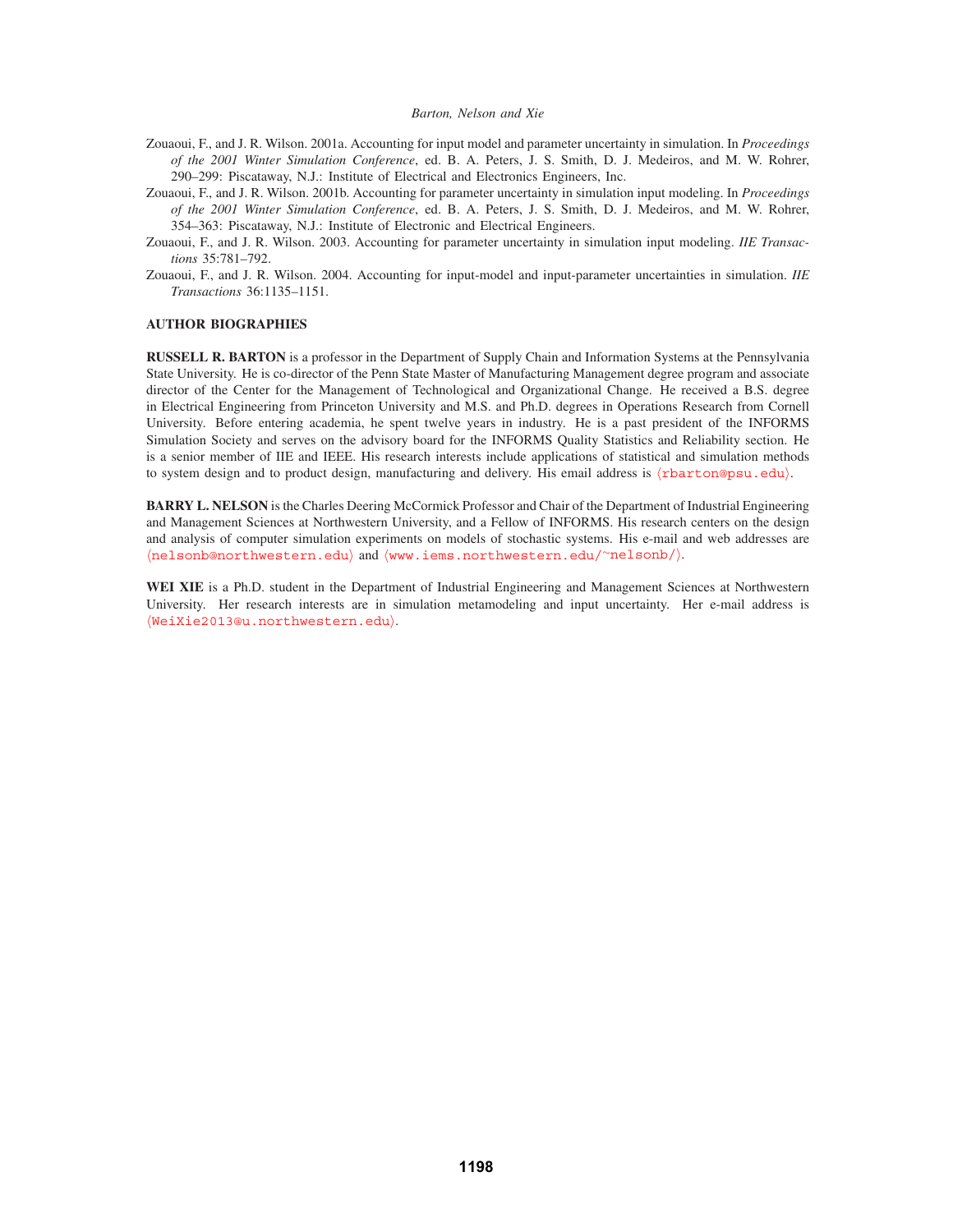Zouaoui, F., and J. R. Wilson. 2001a. Accounting for input model and parameter uncertainty in simulation. In *Proceedings of the 2001 Winter Simulation Conference*, ed. B. A. Peters, J. S. Smith, D. J. Medeiros, and M. W. Rohrer, 290–299: Piscataway, N.J.: Institute of Electrical and Electronics Engineers, Inc.

Zouaoui, F., and J. R. Wilson. 2001b. Accounting for parameter uncertainty in simulation input modeling. In *Proceedings of the 2001 Winter Simulation Conference*, ed. B. A. Peters, J. S. Smith, D. J. Medeiros, and M. W. Rohrer, 354–363: Piscataway, N.J.: Institute of Electronic and Electrical Engineers.

Zouaoui, F., and J. R. Wilson. 2003. Accounting for parameter uncertainty in simulation input modeling. *IIE Transactions* 35:781–792.

Zouaoui, F., and J. R. Wilson. 2004. Accounting for input-model and input-parameter uncertainties in simulation. *IIE Transactions* 36:1135–1151.

## AUTHOR BIOGRAPHIES

**RUSSELL R. BARTON** is a professor in the Department of Supply Chain and Information Systems at the Pennsylvania State University. He is co-director of the Penn State Master of Manufacturing Management degree program and associate director of the Center for the Management of Technological and Organizational Change. He received a B.S. degree in Electrical Engineering from Princeton University and M.S. and Ph.D. degrees in Operations Research from Cornell University. Before entering academia, he spent twelve years in industry. He is a past president of the INFORMS Simulation Society and serves on the advisory board for the INFORMS Quality Statistics and Reliability section. He is a senior member of IIE and IEEE. His research interests include applications of statistical and simulation methods to system design and to product design, manufacturing and delivery. His email address is ⟨rbarton@psu.edu⟩.

**BARRY L. NELSON** is the Charles Deering McCormick Professor and Chair of the Department of Industrial Engineering and Management Sciences at Northwestern University, and a Fellow of INFORMS. His research centers on the design and analysis of computer simulation experiments on models of stochastic systems. His e-mail and web addresses are ⟨nelsonb@northwestern.edu⟩ and ⟨www.iems.northwestern.edu/~nelsonb/⟩.

**WEI XIE** is a Ph.D. student in the Department of Industrial Engineering and Management Sciences at Northwestern University. Her research interests are in simulation metamodeling and input uncertainty. Her e-mail address is ⟨WeiXie2013@u.northwestern.edu⟩.